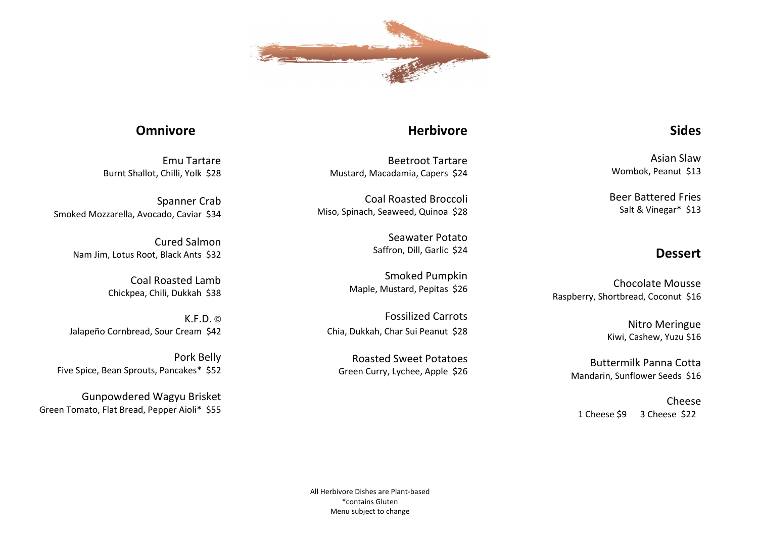## Omnivore

Emu Tartare
Burnt Shallot, Chilli, Yolk $28

Spanner Crab
Smoked Mozzarella, Avocado, Caviar $34

Cured Salmon
Nam Jim, Lotus Root, Black Ants $32

Coal Roasted Lamb
Chickpea, Chili, Dukkah $38

K.F.D. ©
Jalapeño Cornbread, Sour Cream $42

Pork Belly
Five Spice, Bean Sprouts, Pancakes* $52

Gunpowdered Wagyu Brisket
Green Tomato, Flat Bread, Pepper Aioli* $55

## Herbivore

Beetroot Tartare
Mustard, Macadamia, Capers $24

Coal Roasted Broccoli
Miso, Spinach, Seaweed, Quinoa $28

Seawater Potato
Saffron, Dill, Garlic $24

Smoked Pumpkin
Maple, Mustard, Pepitas $26

Fossilized Carrots
Chia, Dukkah, Char Sui Peanut $28

Roasted Sweet Potatoes
Green Curry, Lychee, Apple $26

## Sides

Asian Slaw
Wombok, Peanut $13

Beer Battered Fries
Salt & Vinegar* $13

## Dessert

Chocolate Mousse
Raspberry, Shortbread, Coconut $16

Nitro Meringue
Kiwi, Cashew, Yuzu $16

Buttermilk Panna Cotta
Mandarin, Sunflower Seeds $16

Cheese
1 Cheese $9 3 Cheese $22

All Herbivore Dishes are Plant-based
*contains Gluten
Menu subject to change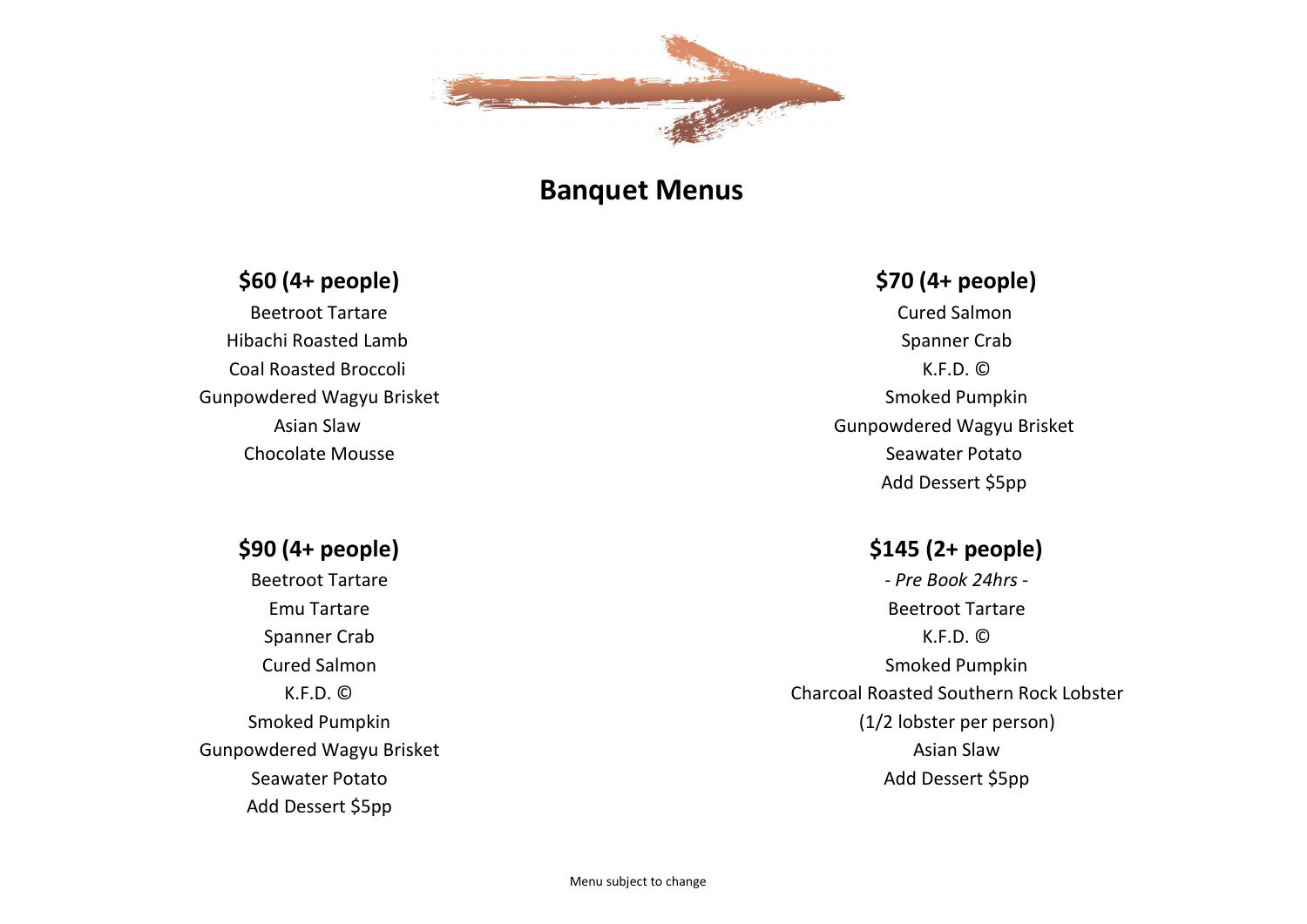# Banquet Menus

## $60 (4+ people)

Beetroot Tartare
Hibachi Roasted Lamb
Coal Roasted Broccoli
Gunpowdered Wagyu Brisket
Asian Slaw
Chocolate Mousse

## $70 (4+ people)

Cured Salmon
Spanner Crab
K.F.D. ©
Smoked Pumpkin
Gunpowdered Wagyu Brisket
Seawater Potato
Add Dessert $5pp

## $90 (4+ people)

Beetroot Tartare
Emu Tartare
Spanner Crab
Cured Salmon
K.F.D. ©
Smoked Pumpkin
Gunpowdered Wagyu Brisket
Seawater Potato
Add Dessert $5pp

## $145 (2+ people)

*- Pre Book 24hrs -*

Beetroot Tartare
K.F.D. ©
Smoked Pumpkin
Charcoal Roasted Southern Rock Lobster
(1/2 lobster per person)
Asian Slaw
Add Dessert $5pp

Menu subject to change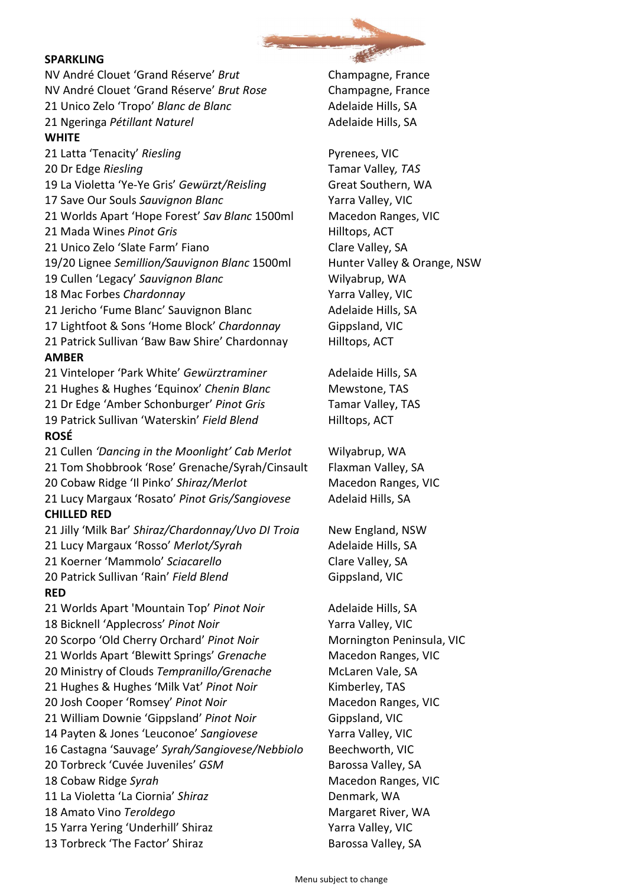**SPARKLING**

| | |
|---|---|
| NV André Clouet 'Grand Réserve' *Brut* | Champagne, France |
| NV André Clouet 'Grand Réserve' *Brut Rose* | Champagne, France |
| 21 Unico Zelo 'Tropo' *Blanc de Blanc* | Adelaide Hills, SA |
| 21 Ngeringa *Pétillant Naturel* | Adelaide Hills, SA |

**WHITE**

| | |
|---|---|
| 21 Latta 'Tenacity' *Riesling* | Pyrenees, VIC |
| 20 Dr Edge *Riesling* | Tamar Valley*, TAS* |
| 19 La Violetta 'Ye-Ye Gris' *Gewürzt/Reisling* | Great Southern, WA |
| 17 Save Our Souls *Sauvignon Blanc* | Yarra Valley, VIC |
| 21 Worlds Apart 'Hope Forest' *Sav Blanc* 1500ml | Macedon Ranges, VIC |
| 21 Mada Wines *Pinot Gris* | Hilltops, ACT |
| 21 Unico Zelo 'Slate Farm' Fiano | Clare Valley, SA |
| 19/20 Lignee *Semillion/Sauvignon Blanc* 1500ml | Hunter Valley & Orange, NSW |
| 19 Cullen 'Legacy' *Sauvignon Blanc* | Wilyabrup, WA |
| 18 Mac Forbes *Chardonnay* | Yarra Valley, VIC |
| 21 Jericho 'Fume Blanc' Sauvignon Blanc | Adelaide Hills, SA |
| 17 Lightfoot & Sons 'Home Block' *Chardonnay* | Gippsland, VIC |
| 21 Patrick Sullivan 'Baw Baw Shire' Chardonnay | Hilltops, ACT |

**AMBER**

| | |
|---|---|
| 21 Vinteloper 'Park White' *Gewürztraminer* | Adelaide Hills, SA |
| 21 Hughes & Hughes 'Equinox' *Chenin Blanc* | Mewstone, TAS |
| 21 Dr Edge 'Amber Schonburger' *Pinot Gris* | Tamar Valley, TAS |
| 19 Patrick Sullivan 'Waterskin' *Field Blend* | Hilltops, ACT |

**ROSÉ**

| | |
|---|---|
| 21 Cullen *'Dancing in the Moonlight' Cab Merlot* | Wilyabrup, WA |
| 21 Tom Shobbrook 'Rose' Grenache/Syrah/Cinsault | Flaxman Valley, SA |
| 20 Cobaw Ridge 'Il Pinko' *Shiraz/Merlot* | Macedon Ranges, VIC |
| 21 Lucy Margaux 'Rosato' *Pinot Gris/Sangiovese* | Adelaid Hills, SA |

**CHILLED RED**

| | |
|---|---|
| 21 Jilly 'Milk Bar' *Shiraz/Chardonnay/Uvo DI Troia* | New England, NSW |
| 21 Lucy Margaux 'Rosso' *Merlot/Syrah* | Adelaide Hills, SA |
| 21 Koerner 'Mammolo' *Sciacarello* | Clare Valley, SA |
| 20 Patrick Sullivan 'Rain' *Field Blend* | Gippsland, VIC |

**RED**

| | |
|---|---|
| 21 Worlds Apart 'Mountain Top' *Pinot Noir* | Adelaide Hills, SA |
| 18 Bicknell 'Applecross' *Pinot Noir* | Yarra Valley, VIC |
| 20 Scorpo 'Old Cherry Orchard' *Pinot Noir* | Mornington Peninsula, VIC |
| 21 Worlds Apart 'Blewitt Springs' *Grenache* | Macedon Ranges, VIC |
| 20 Ministry of Clouds *Tempranillo/Grenache* | McLaren Vale, SA |
| 21 Hughes & Hughes 'Milk Vat' *Pinot Noir* | Kimberley, TAS |
| 20 Josh Cooper 'Romsey' *Pinot Noir* | Macedon Ranges, VIC |
| 21 William Downie 'Gippsland' *Pinot Noir* | Gippsland, VIC |
| 14 Payten & Jones 'Leuconoe' *Sangiovese* | Yarra Valley, VIC |
| 16 Castagna 'Sauvage' *Syrah/Sangiovese/Nebbiolo* | Beechworth, VIC |
| 20 Torbreck 'Cuvée Juveniles' *GSM* | Barossa Valley, SA |
| 18 Cobaw Ridge *Syrah* | Macedon Ranges, VIC |
| 11 La Violetta 'La Ciornia' *Shiraz* | Denmark, WA |
| 18 Amato Vino *Teroldego* | Margaret River, WA |
| 15 Yarra Yering 'Underhill' Shiraz | Yarra Valley, VIC |
| 13 Torbreck 'The Factor' Shiraz | Barossa Valley, SA |

Menu subject to change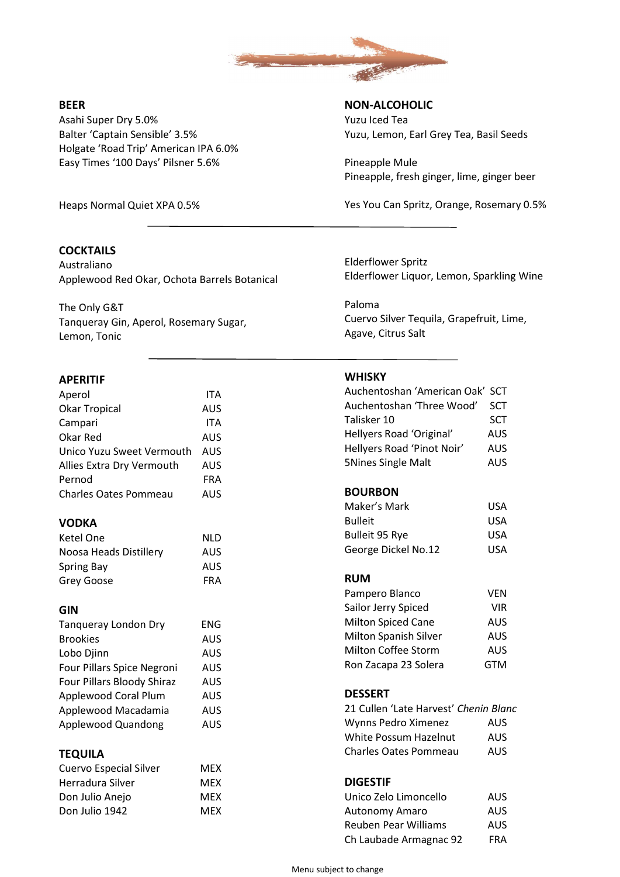## BEER

Asahi Super Dry 5.0%
Balter 'Captain Sensible' 3.5%
Holgate 'Road Trip' American IPA 6.0%
Easy Times '100 Days' Pilsner 5.6%

Heaps Normal Quiet XPA 0.5%

## NON-ALCOHOLIC

Yuzu Iced Tea
Yuzu, Lemon, Earl Grey Tea, Basil Seeds

Pineapple Mule
Pineapple, fresh ginger, lime, ginger beer

Yes You Can Spritz, Orange, Rosemary 0.5%

---

## COCKTAILS

Australiano
Applewood Red Okar, Ochota Barrels Botanical

The Only G&T
Tanqueray Gin, Aperol, Rosemary Sugar, Lemon, Tonic

Elderflower Spritz
Elderflower Liquor, Lemon, Sparkling Wine

Paloma
Cuervo Silver Tequila, Grapefruit, Lime, Agave, Citrus Salt

---

## APERITIF

| | |
|---|---|
| Aperol | ITA |
| Okar Tropical | AUS |
| Campari | ITA |
| Okar Red | AUS |
| Unico Yuzu Sweet Vermouth | AUS |
| Allies Extra Dry Vermouth | AUS |
| Pernod | FRA |
| Charles Oates Pommeau | AUS |

## VODKA

| | |
|---|---|
| Ketel One | NLD |
| Noosa Heads Distillery | AUS |
| Spring Bay | AUS |
| Grey Goose | FRA |

## GIN

| | |
|---|---|
| Tanqueray London Dry | ENG |
| Brookies | AUS |
| Lobo Djinn | AUS |
| Four Pillars Spice Negroni | AUS |
| Four Pillars Bloody Shiraz | AUS |
| Applewood Coral Plum | AUS |
| Applewood Macadamia | AUS |
| Applewood Quandong | AUS |

## TEQUILA

| | |
|---|---|
| Cuervo Especial Silver | MEX |
| Herradura Silver | MEX |
| Don Julio Anejo | MEX |
| Don Julio 1942 | MEX |

## WHISKY

| | |
|---|---|
| Auchentoshan 'American Oak' | SCT |
| Auchentoshan 'Three Wood' | SCT |
| Talisker 10 | SCT |
| Hellyers Road 'Original' | AUS |
| Hellyers Road 'Pinot Noir' | AUS |
| 5Nines Single Malt | AUS |

## BOURBON

| | |
|---|---|
| Maker's Mark | USA |
| Bulleit | USA |
| Bulleit 95 Rye | USA |
| George Dickel No.12 | USA |

## RUM

| | |
|---|---|
| Pampero Blanco | VEN |
| Sailor Jerry Spiced | VIR |
| Milton Spiced Cane | AUS |
| Milton Spanish Silver | AUS |
| Milton Coffee Storm | AUS |
| Ron Zacapa 23 Solera | GTM |

## DESSERT

| | |
|---|---|
| 21 Cullen 'Late Harvest' *Chenin Blanc* | |
| Wynns Pedro Ximenez | AUS |
| White Possum Hazelnut | AUS |
| Charles Oates Pommeau | AUS |

## DIGESTIF

| | |
|---|---|
| Unico Zelo Limoncello | AUS |
| Autonomy Amaro | AUS |
| Reuben Pear Williams | AUS |
| Ch Laubade Armagnac 92 | FRA |

Menu subject to change